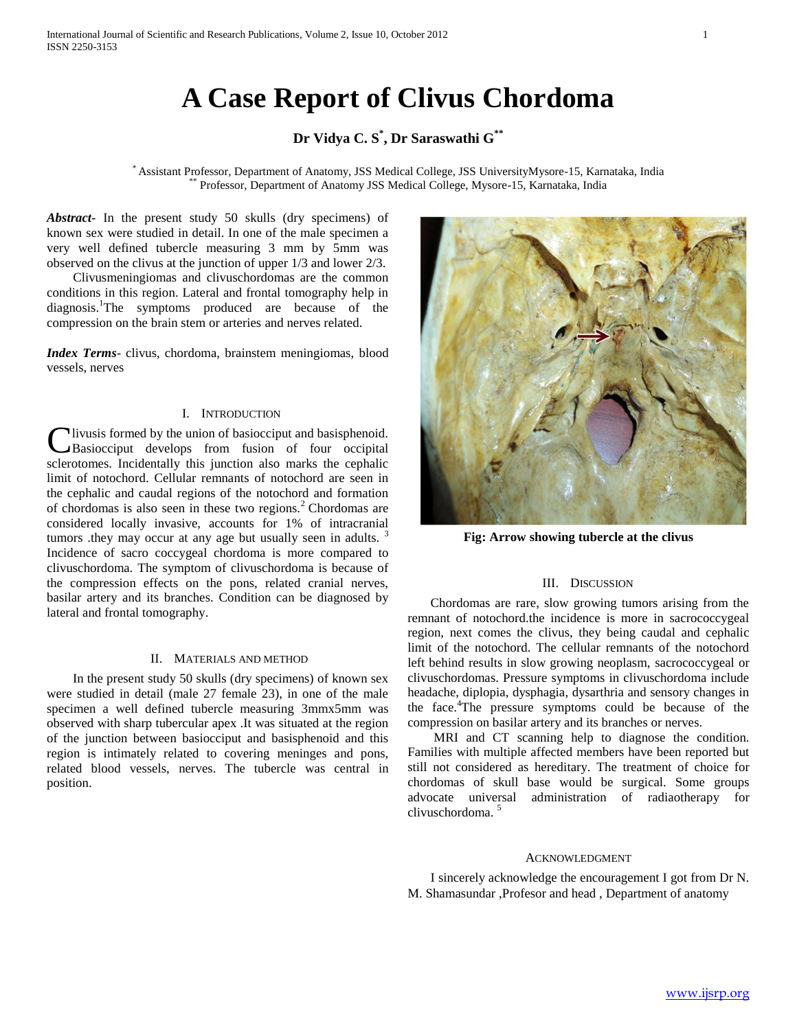# A Case Report of Clivus Chordoma

**Dr Vidya C. S[*], Dr Saraswathi G[**]**

[*] Assistant Professor, Department of Anatomy, JSS Medical College, JSS UniversityMysore-15, Karnataka, India
[**] Professor, Department of Anatomy JSS Medical College, Mysore-15, Karnataka, India

***Abstract***- In the present study 50 skulls (dry specimens) of known sex were studied in detail. In one of the male specimen a very well defined tubercle measuring 3 mm by 5mm was observed on the clivus at the junction of upper 1/3 and lower 2/3.

Clivusmeningiomas and clivuschordomas are the common conditions in this region. Lateral and frontal tomography help in diagnosis.[1]The symptoms produced are because of the compression on the brain stem or arteries and nerves related.

***Index Terms***- clivus, chordoma, brainstem meningiomas, blood vessels, nerves

## I. Introduction

Clivusis formed by the union of basiocciput and basisphenoid. Basiocciput develops from fusion of four occipital sclerotomes. Incidentally this junction also marks the cephalic limit of notochord. Cellular remnants of notochord are seen in the cephalic and caudal regions of the notochord and formation of chordomas is also seen in these two regions.[2] Chordomas are considered locally invasive, accounts for 1% of intracranial tumors .they may occur at any age but usually seen in adults. [3] Incidence of sacro coccygeal chordoma is more compared to clivuschordoma. The symptom of clivuschordoma is because of the compression effects on the pons, related cranial nerves, basilar artery and its branches. Condition can be diagnosed by lateral and frontal tomography.

## II. Materials and Method

In the present study 50 skulls (dry specimens) of known sex were studied in detail (male 27 female 23), in one of the male specimen a well defined tubercle measuring 3mmx5mm was observed with sharp tubercular apex .It was situated at the region of the junction between basiocciput and basisphenoid and this region is intimately related to covering meninges and pons, related blood vessels, nerves. The tubercle was central in position.

**Fig: Arrow showing tubercle at the clivus**

## III. Discussion

Chordomas are rare, slow growing tumors arising from the remnant of notochord.the incidence is more in sacrococcygeal region, next comes the clivus, they being caudal and cephalic limit of the notochord. The cellular remnants of the notochord left behind results in slow growing neoplasm, sacrococcygeal or clivuschordomas. Pressure symptoms in clivuschordoma include headache, diplopia, dysphagia, dysarthria and sensory changes in the face.[4]The pressure symptoms could be because of the compression on basilar artery and its branches or nerves.

MRI and CT scanning help to diagnose the condition. Families with multiple affected members have been reported but still not considered as hereditary. The treatment of choice for chordomas of skull base would be surgical. Some groups advocate universal administration of radiotherapy for clivuschordoma. [5]

## Acknowledgment

I sincerely acknowledge the encouragement I got from Dr N. M. Shamasundar ,Profesor and head , Department of anatomy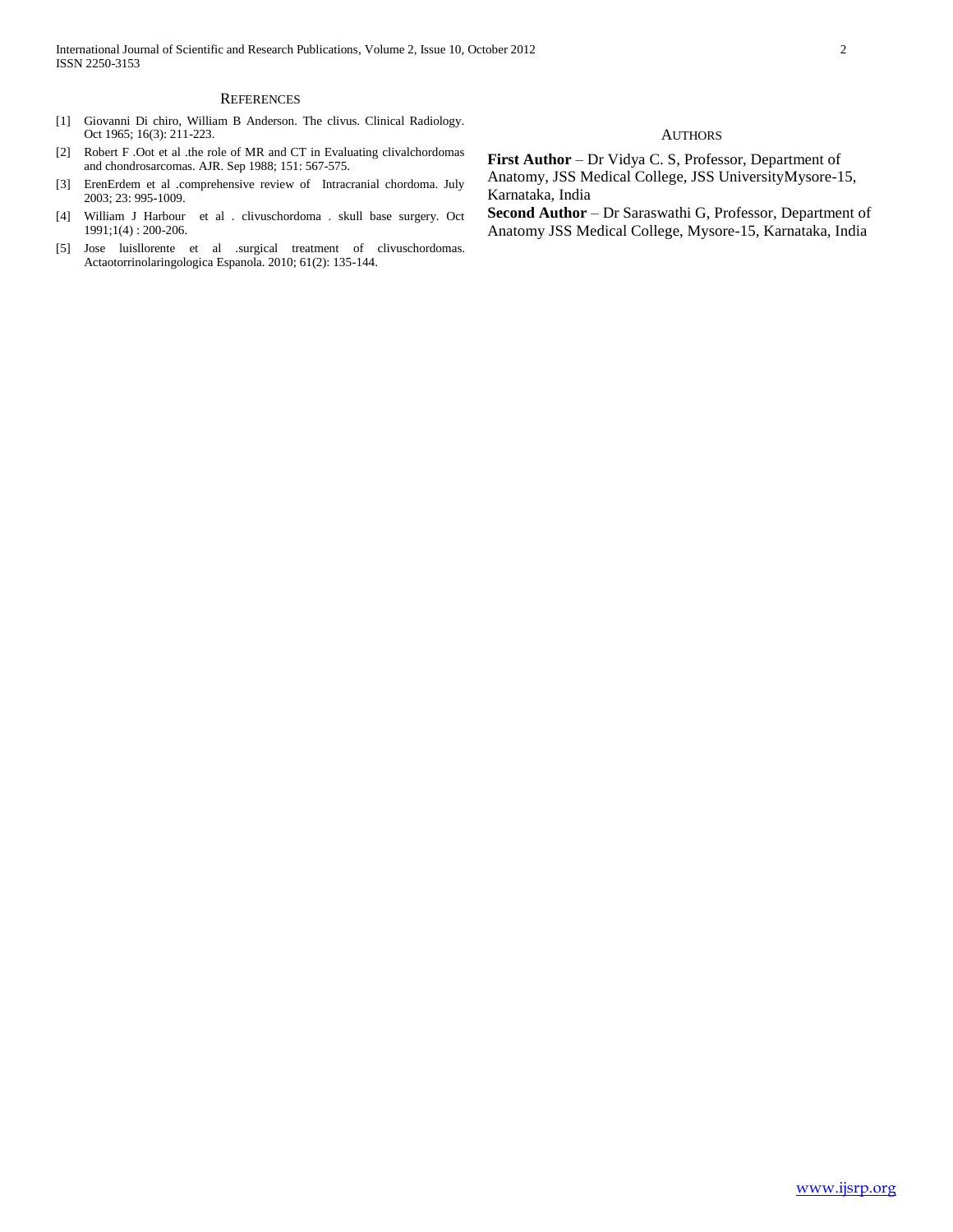## REFERENCES

[1] Giovanni Di chiro, William B Anderson. The clivus. Clinical Radiology. Oct 1965; 16(3): 211-223.

[2] Robert F .Oot et al .the role of MR and CT in Evaluating clivalchordomas and chondrosarcomas. AJR. Sep 1988; 151: 567-575.

[3] ErenErdem et al .comprehensive review of Intracranial chordoma. July 2003; 23: 995-1009.

[4] William J Harbour et al . clivuschordoma . skull base surgery. Oct 1991;1(4) : 200-206.

[5] Jose luisllorente et al .surgical treatment of clivuschordomas. Actaotorrinolaringologica Espanola. 2010; 61(2): 135-144.

## AUTHORS

**First Author** – Dr Vidya C. S, Professor, Department of Anatomy, JSS Medical College, JSS UniversityMysore-15, Karnataka, India

**Second Author** – Dr Saraswathi G, Professor, Department of Anatomy JSS Medical College, Mysore-15, Karnataka, India